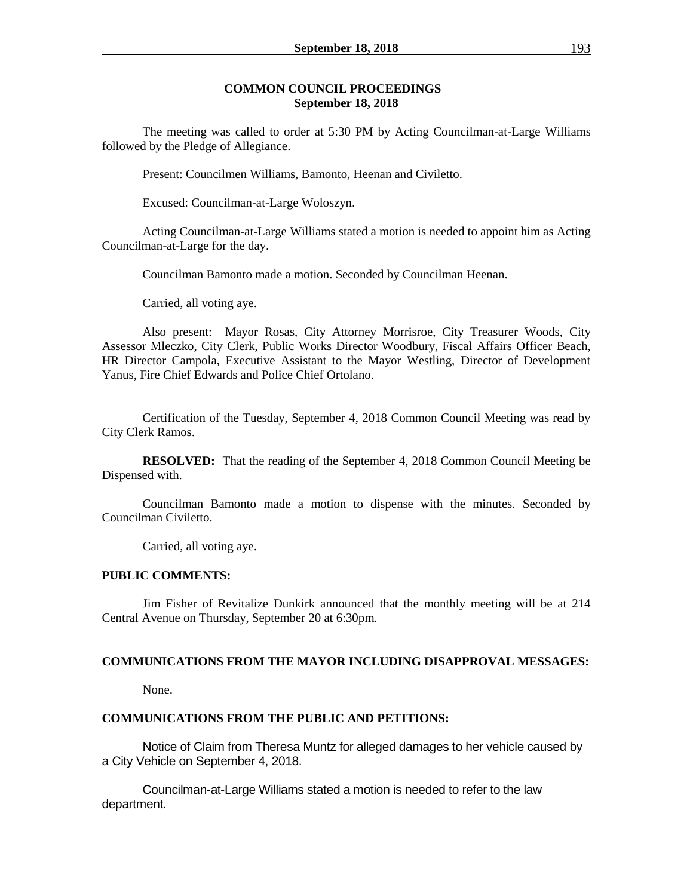## COMMON COUNCIL PROCEEDINGS
## September 18, 2018

The meeting was called to order at 5:30 PM by Acting Councilman-at-Large Williams followed by the Pledge of Allegiance.

Present: Councilmen Williams, Bamonto, Heenan and Civiletto.

Excused: Councilman-at-Large Woloszyn.

Acting Councilman-at-Large Williams stated a motion is needed to appoint him as Acting Councilman-at-Large for the day.

Councilman Bamonto made a motion. Seconded by Councilman Heenan.

Carried, all voting aye.

Also present: Mayor Rosas, City Attorney Morrisroe, City Treasurer Woods, City Assessor Mleczko, City Clerk, Public Works Director Woodbury, Fiscal Affairs Officer Beach, HR Director Campola, Executive Assistant to the Mayor Westling, Director of Development Yanus, Fire Chief Edwards and Police Chief Ortolano.

Certification of the Tuesday, September 4, 2018 Common Council Meeting was read by City Clerk Ramos.

**RESOLVED:** That the reading of the September 4, 2018 Common Council Meeting be Dispensed with.

Councilman Bamonto made a motion to dispense with the minutes. Seconded by Councilman Civiletto.

Carried, all voting aye.

**PUBLIC COMMENTS:**

Jim Fisher of Revitalize Dunkirk announced that the monthly meeting will be at 214 Central Avenue on Thursday, September 20 at 6:30pm.

**COMMUNICATIONS FROM THE MAYOR INCLUDING DISAPPROVAL MESSAGES:**

None.

**COMMUNICATIONS FROM THE PUBLIC AND PETITIONS:**

Notice of Claim from Theresa Muntz for alleged damages to her vehicle caused by a City Vehicle on September 4, 2018.

Councilman-at-Large Williams stated a motion is needed to refer to the law department.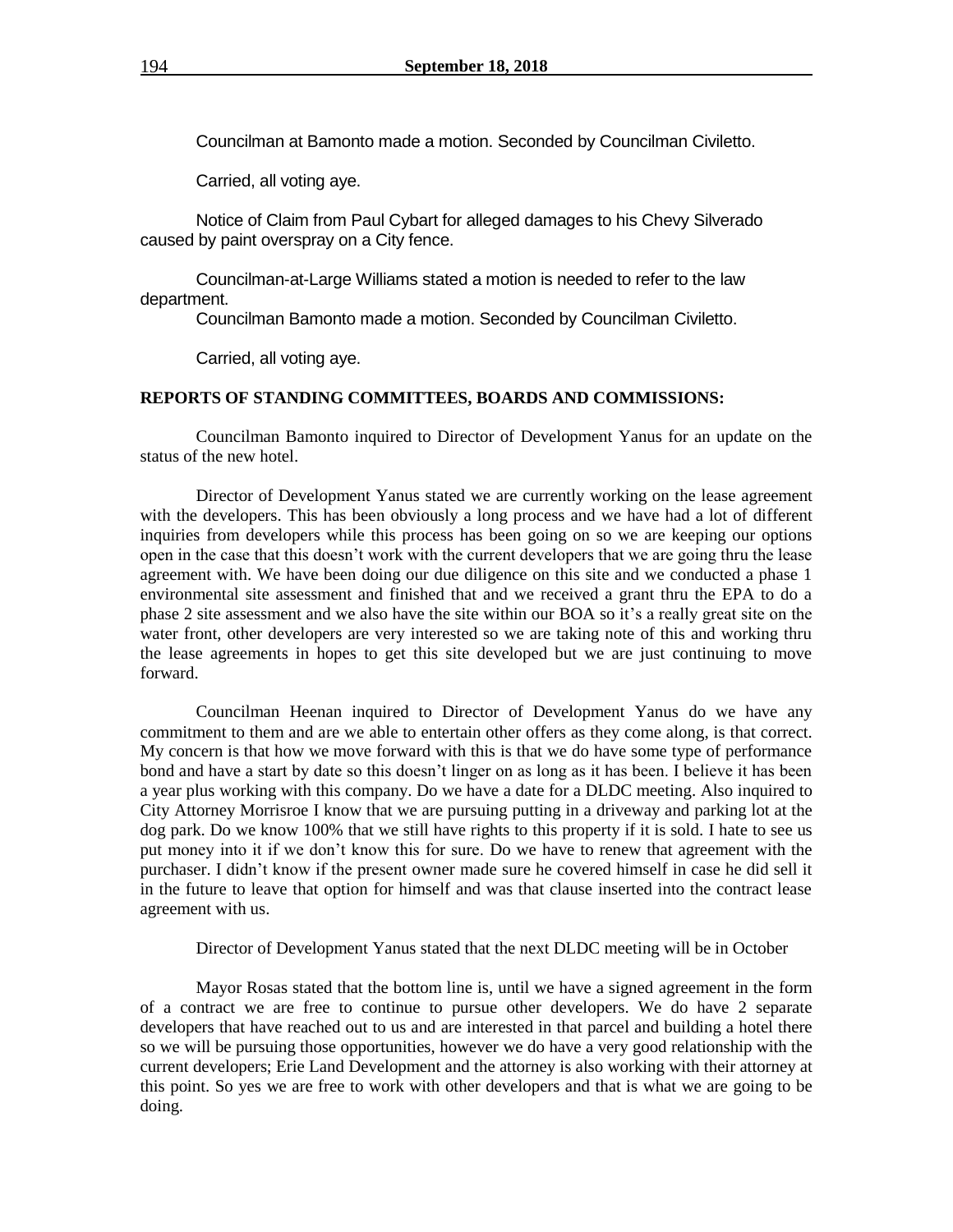Councilman at Bamonto made a motion. Seconded by Councilman Civiletto.

Carried, all voting aye.

Notice of Claim from Paul Cybart for alleged damages to his Chevy Silverado caused by paint overspray on a City fence.

Councilman-at-Large Williams stated a motion is needed to refer to the law department.

Councilman Bamonto made a motion. Seconded by Councilman Civiletto.

Carried, all voting aye.

**REPORTS OF STANDING COMMITTEES, BOARDS AND COMMISSIONS:**

Councilman Bamonto inquired to Director of Development Yanus for an update on the status of the new hotel.

Director of Development Yanus stated we are currently working on the lease agreement with the developers. This has been obviously a long process and we have had a lot of different inquiries from developers while this process has been going on so we are keeping our options open in the case that this doesn't work with the current developers that we are going thru the lease agreement with. We have been doing our due diligence on this site and we conducted a phase 1 environmental site assessment and finished that and we received a grant thru the EPA to do a phase 2 site assessment and we also have the site within our BOA so it's a really great site on the water front, other developers are very interested so we are taking note of this and working thru the lease agreements in hopes to get this site developed but we are just continuing to move forward.

Councilman Heenan inquired to Director of Development Yanus do we have any commitment to them and are we able to entertain other offers as they come along, is that correct. My concern is that how we move forward with this is that we do have some type of performance bond and have a start by date so this doesn't linger on as long as it has been. I believe it has been a year plus working with this company. Do we have a date for a DLDC meeting. Also inquired to City Attorney Morrisroe I know that we are pursuing putting in a driveway and parking lot at the dog park. Do we know 100% that we still have rights to this property if it is sold. I hate to see us put money into it if we don't know this for sure. Do we have to renew that agreement with the purchaser. I didn't know if the present owner made sure he covered himself in case he did sell it in the future to leave that option for himself and was that clause inserted into the contract lease agreement with us.

Director of Development Yanus stated that the next DLDC meeting will be in October

Mayor Rosas stated that the bottom line is, until we have a signed agreement in the form of a contract we are free to continue to pursue other developers. We do have 2 separate developers that have reached out to us and are interested in that parcel and building a hotel there so we will be pursuing those opportunities, however we do have a very good relationship with the current developers; Erie Land Development and the attorney is also working with their attorney at this point. So yes we are free to work with other developers and that is what we are going to be doing.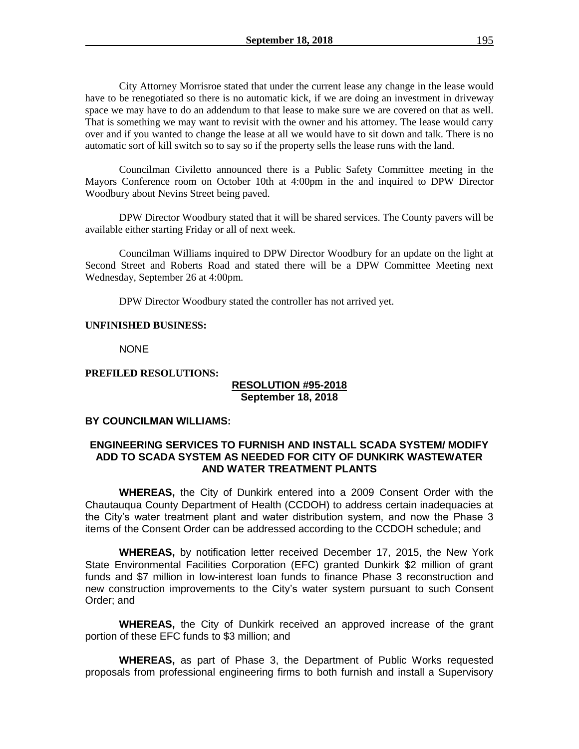City Attorney Morrisroe stated that under the current lease any change in the lease would have to be renegotiated so there is no automatic kick, if we are doing an investment in driveway space we may have to do an addendum to that lease to make sure we are covered on that as well. That is something we may want to revisit with the owner and his attorney. The lease would carry over and if you wanted to change the lease at all we would have to sit down and talk. There is no automatic sort of kill switch so to say so if the property sells the lease runs with the land.

Councilman Civiletto announced there is a Public Safety Committee meeting in the Mayors Conference room on October 10th at 4:00pm in the and inquired to DPW Director Woodbury about Nevins Street being paved.

DPW Director Woodbury stated that it will be shared services. The County pavers will be available either starting Friday or all of next week.

Councilman Williams inquired to DPW Director Woodbury for an update on the light at Second Street and Roberts Road and stated there will be a DPW Committee Meeting next Wednesday, September 26 at 4:00pm.

DPW Director Woodbury stated the controller has not arrived yet.

**UNFINISHED BUSINESS:**

NONE

**PREFILED RESOLUTIONS:**

**RESOLUTION #95-2018**
**September 18, 2018**

**BY COUNCILMAN WILLIAMS:**

**ENGINEERING SERVICES TO FURNISH AND INSTALL SCADA SYSTEM/ MODIFY ADD TO SCADA SYSTEM AS NEEDED FOR CITY OF DUNKIRK WASTEWATER AND WATER TREATMENT PLANTS**

**WHEREAS,** the City of Dunkirk entered into a 2009 Consent Order with the Chautauqua County Department of Health (CCDOH) to address certain inadequacies at the City's water treatment plant and water distribution system, and now the Phase 3 items of the Consent Order can be addressed according to the CCDOH schedule; and

**WHEREAS,** by notification letter received December 17, 2015, the New York State Environmental Facilities Corporation (EFC) granted Dunkirk \$2 million of grant funds and \$7 million in low-interest loan funds to finance Phase 3 reconstruction and new construction improvements to the City's water system pursuant to such Consent Order; and

**WHEREAS,** the City of Dunkirk received an approved increase of the grant portion of these EFC funds to \$3 million; and

**WHEREAS,** as part of Phase 3, the Department of Public Works requested proposals from professional engineering firms to both furnish and install a Supervisory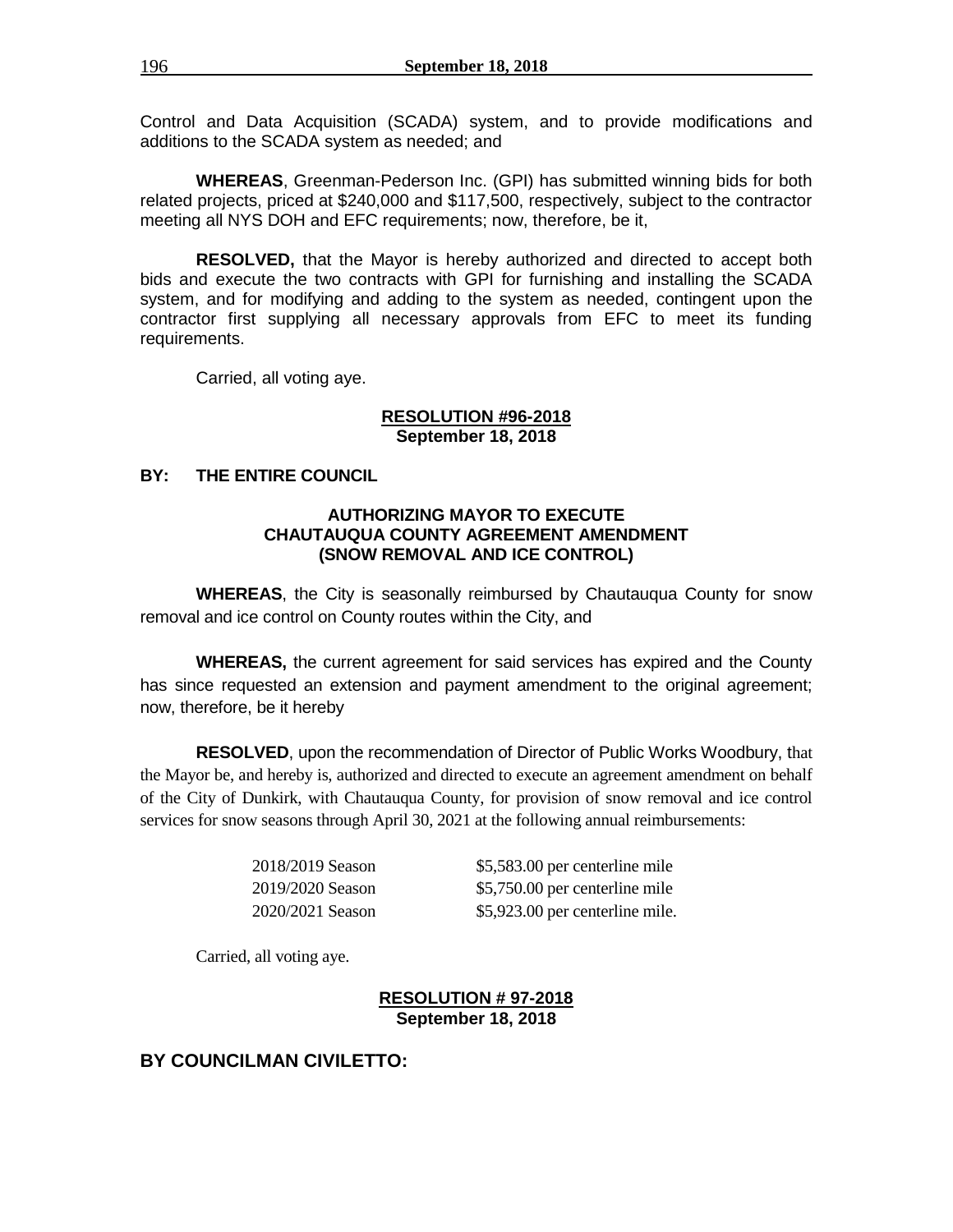Control and Data Acquisition (SCADA) system, and to provide modifications and additions to the SCADA system as needed; and

**WHEREAS**, Greenman-Pederson Inc. (GPI) has submitted winning bids for both related projects, priced at $240,000 and $117,500, respectively, subject to the contractor meeting all NYS DOH and EFC requirements; now, therefore, be it,

**RESOLVED,** that the Mayor is hereby authorized and directed to accept both bids and execute the two contracts with GPI for furnishing and installing the SCADA system, and for modifying and adding to the system as needed, contingent upon the contractor first supplying all necessary approvals from EFC to meet its funding requirements.

Carried, all voting aye.

**RESOLUTION #96-2018**
**September 18, 2018**

**BY: THE ENTIRE COUNCIL**

**AUTHORIZING MAYOR TO EXECUTE CHAUTAUQUA COUNTY AGREEMENT AMENDMENT (SNOW REMOVAL AND ICE CONTROL)**

**WHEREAS**, the City is seasonally reimbursed by Chautauqua County for snow removal and ice control on County routes within the City, and

**WHEREAS,** the current agreement for said services has expired and the County has since requested an extension and payment amendment to the original agreement; now, therefore, be it hereby

**RESOLVED**, upon the recommendation of Director of Public Works Woodbury, that the Mayor be, and hereby is, authorized and directed to execute an agreement amendment on behalf of the City of Dunkirk, with Chautauqua County, for provision of snow removal and ice control services for snow seasons through April 30, 2021 at the following annual reimbursements:

| | |
|---|---|
| 2018/2019 Season | $5,583.00 per centerline mile |
| 2019/2020 Season | $5,750.00 per centerline mile |
| 2020/2021 Season | $5,923.00 per centerline mile. |

Carried, all voting aye.

**RESOLUTION # 97-2018**
**September 18, 2018**

**BY COUNCILMAN CIVILETTO:**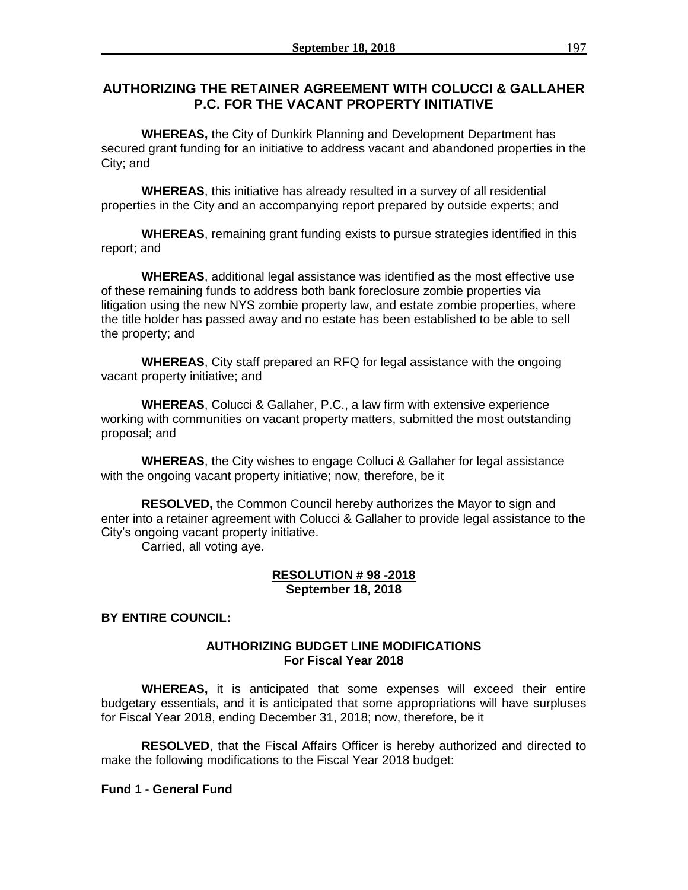## AUTHORIZING THE RETAINER AGREEMENT WITH COLUCCI & GALLAHER P.C. FOR THE VACANT PROPERTY INITIATIVE

**WHEREAS,** the City of Dunkirk Planning and Development Department has secured grant funding for an initiative to address vacant and abandoned properties in the City; and

**WHEREAS**, this initiative has already resulted in a survey of all residential properties in the City and an accompanying report prepared by outside experts; and

**WHEREAS**, remaining grant funding exists to pursue strategies identified in this report; and

**WHEREAS**, additional legal assistance was identified as the most effective use of these remaining funds to address both bank foreclosure zombie properties via litigation using the new NYS zombie property law, and estate zombie properties, where the title holder has passed away and no estate has been established to be able to sell the property; and

**WHEREAS**, City staff prepared an RFQ for legal assistance with the ongoing vacant property initiative; and

**WHEREAS**, Colucci & Gallaher, P.C., a law firm with extensive experience working with communities on vacant property matters, submitted the most outstanding proposal; and

**WHEREAS**, the City wishes to engage Colluci & Gallaher for legal assistance with the ongoing vacant property initiative; now, therefore, be it

**RESOLVED,** the Common Council hereby authorizes the Mayor to sign and enter into a retainer agreement with Colucci & Gallaher to provide legal assistance to the City's ongoing vacant property initiative.

Carried, all voting aye.

**RESOLUTION # 98 -2018**
**September 18, 2018**

**BY ENTIRE COUNCIL:**

### AUTHORIZING BUDGET LINE MODIFICATIONS For Fiscal Year 2018

**WHEREAS,** it is anticipated that some expenses will exceed their entire budgetary essentials, and it is anticipated that some appropriations will have surpluses for Fiscal Year 2018, ending December 31, 2018; now, therefore, be it

**RESOLVED**, that the Fiscal Affairs Officer is hereby authorized and directed to make the following modifications to the Fiscal Year 2018 budget:

**Fund 1 - General Fund**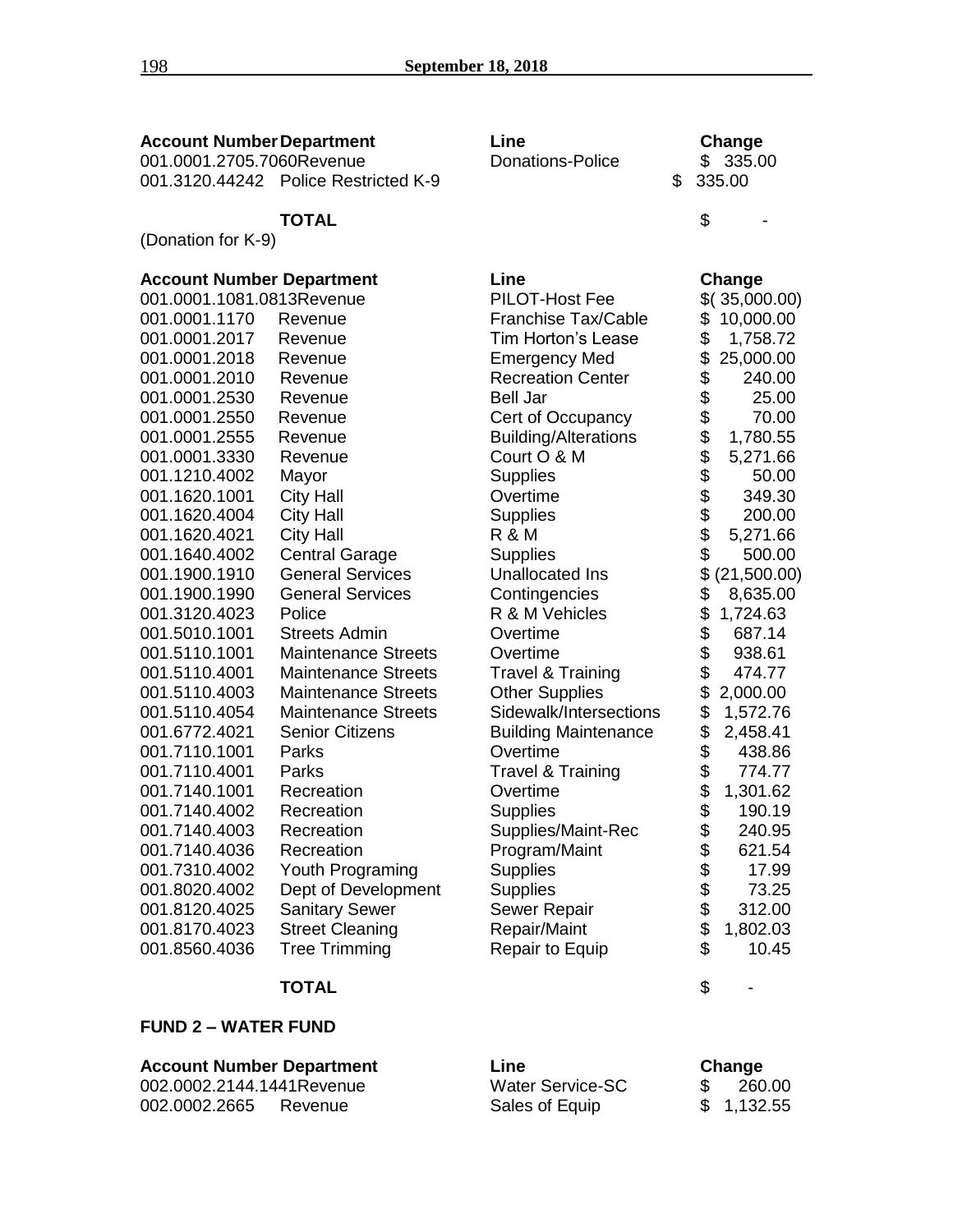| Account Number | Department | Line | Change |
|---|---|---|---|
| 001.0001.2705.7060 | Revenue | Donations-Police | $ 335.00 |
| 001.3120.44242 | Police Restricted K-9 | | $ 335.00 |
| | **TOTAL** | | $ - |

(Donation for K-9)

| Account Number | Department | Line | Change |
|---|---|---|---|
| 001.0001.1081.0813 | Revenue | PILOT-Host Fee | $( 35,000.00) |
| 001.0001.1170 | Revenue | Franchise Tax/Cable | $ 10,000.00 |
| 001.0001.2017 | Revenue | Tim Horton's Lease | $ 1,758.72 |
| 001.0001.2018 | Revenue | Emergency Med | $ 25,000.00 |
| 001.0001.2010 | Revenue | Recreation Center | $ 240.00 |
| 001.0001.2530 | Revenue | Bell Jar | $ 25.00 |
| 001.0001.2550 | Revenue | Cert of Occupancy | $ 70.00 |
| 001.0001.2555 | Revenue | Building/Alterations | $ 1,780.55 |
| 001.0001.3330 | Revenue | Court O & M | $ 5,271.66 |
| 001.1210.4002 | Mayor | Supplies | $ 50.00 |
| 001.1620.1001 | City Hall | Overtime | $ 349.30 |
| 001.1620.4004 | City Hall | Supplies | $ 200.00 |
| 001.1620.4021 | City Hall | R & M | $ 5,271.66 |
| 001.1640.4002 | Central Garage | Supplies | $ 500.00 |
| 001.1900.1910 | General Services | Unallocated Ins | $ (21,500.00) |
| 001.1900.1990 | General Services | Contingencies | $ 8,635.00 |
| 001.3120.4023 | Police | R & M Vehicles | $ 1,724.63 |
| 001.5010.1001 | Streets Admin | Overtime | $ 687.14 |
| 001.5110.1001 | Maintenance Streets | Overtime | $ 938.61 |
| 001.5110.4001 | Maintenance Streets | Travel & Training | $ 474.77 |
| 001.5110.4003 | Maintenance Streets | Other Supplies | $ 2,000.00 |
| 001.5110.4054 | Maintenance Streets | Sidewalk/Intersections | $ 1,572.76 |
| 001.6772.4021 | Senior Citizens | Building Maintenance | $ 2,458.41 |
| 001.7110.1001 | Parks | Overtime | $ 438.86 |
| 001.7110.4001 | Parks | Travel & Training | $ 774.77 |
| 001.7140.1001 | Recreation | Overtime | $ 1,301.62 |
| 001.7140.4002 | Recreation | Supplies | $ 190.19 |
| 001.7140.4003 | Recreation | Supplies/Maint-Rec | $ 240.95 |
| 001.7140.4036 | Recreation | Program/Maint | $ 621.54 |
| 001.7310.4002 | Youth Programing | Supplies | $ 17.99 |
| 001.8020.4002 | Dept of Development | Supplies | $ 73.25 |
| 001.8120.4025 | Sanitary Sewer | Sewer Repair | $ 312.00 |
| 001.8170.4023 | Street Cleaning | Repair/Maint | $ 1,802.03 |
| 001.8560.4036 | Tree Trimming | Repair to Equip | $ 10.45 |
| | **TOTAL** | | $ - |

**FUND 2 – WATER FUND**

| Account Number | Department | Line | Change |
|---|---|---|---|
| 002.0002.2144.1441 | Revenue | Water Service-SC | $ 260.00 |
| 002.0002.2665 | Revenue | Sales of Equip | $ 1,132.55 |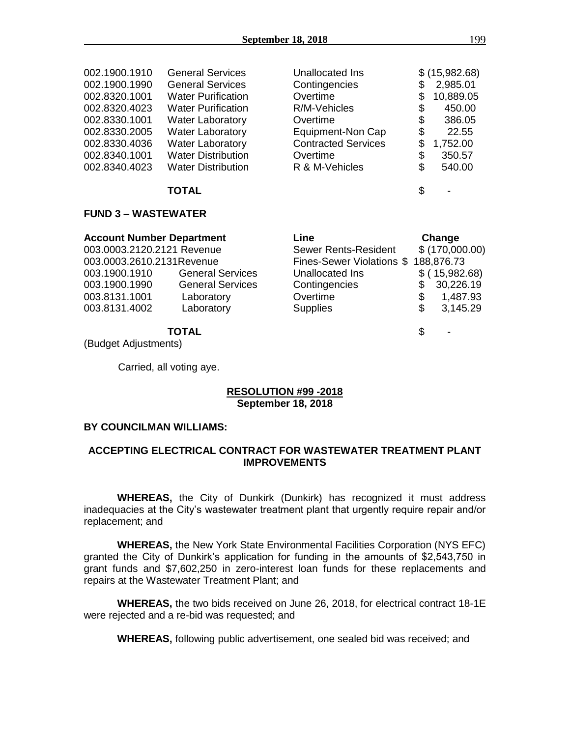| | | | |
|---|---|---|---|
| 002.1900.1910 | General Services | Unallocated Ins | $ (15,982.68) |
| 002.1900.1990 | General Services | Contingencies | $ 2,985.01 |
| 002.8320.1001 | Water Purification | Overtime | $ 10,889.05 |
| 002.8320.4023 | Water Purification | R/M-Vehicles | $ 450.00 |
| 002.8330.1001 | Water Laboratory | Overtime | $ 386.05 |
| 002.8330.2005 | Water Laboratory | Equipment-Non Cap | $ 22.55 |
| 002.8330.4036 | Water Laboratory | Contracted Services | $ 1,752.00 |
| 002.8340.1001 | Water Distribution | Overtime | $ 350.57 |
| 002.8340.4023 | Water Distribution | R & M-Vehicles | $ 540.00 |
| | **TOTAL** | | $ - |

**FUND 3 – WASTEWATER**

| **Account Number** | **Department** | **Line** | **Change** |
|---|---|---|---|
| 003.0003.2120.2121 | Revenue | Sewer Rents-Resident | $ (170,000.00) |
| 003.0003.2610.2131 | Revenue | Fines-Sewer Violations | $ 188,876.73 |
| 003.1900.1910 | General Services | Unallocated Ins | $ ( 15,982.68) |
| 003.1900.1990 | General Services | Contingencies | $ 30,226.19 |
| 003.8131.1001 | Laboratory | Overtime | $ 1,487.93 |
| 003.8131.4002 | Laboratory | Supplies | $ 3,145.29 |
| | **TOTAL** | | $ - |

(Budget Adjustments)

Carried, all voting aye.

**RESOLUTION #99 -2018**
**September 18, 2018**

**BY COUNCILMAN WILLIAMS:**

**ACCEPTING ELECTRICAL CONTRACT FOR WASTEWATER TREATMENT PLANT IMPROVEMENTS**

**WHEREAS,** the City of Dunkirk (Dunkirk) has recognized it must address inadequacies at the City's wastewater treatment plant that urgently require repair and/or replacement; and

**WHEREAS,** the New York State Environmental Facilities Corporation (NYS EFC) granted the City of Dunkirk's application for funding in the amounts of $2,543,750 in grant funds and $7,602,250 in zero-interest loan funds for these replacements and repairs at the Wastewater Treatment Plant; and

**WHEREAS,** the two bids received on June 26, 2018, for electrical contract 18-1E were rejected and a re-bid was requested; and

**WHEREAS,** following public advertisement, one sealed bid was received; and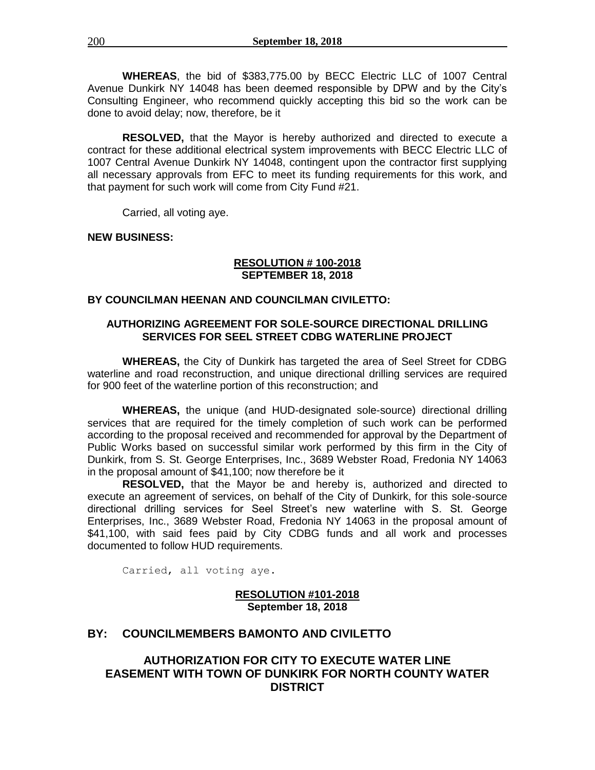**WHEREAS**, the bid of $383,775.00 by BECC Electric LLC of 1007 Central Avenue Dunkirk NY 14048 has been deemed responsible by DPW and by the City's Consulting Engineer, who recommend quickly accepting this bid so the work can be done to avoid delay; now, therefore, be it

**RESOLVED,** that the Mayor is hereby authorized and directed to execute a contract for these additional electrical system improvements with BECC Electric LLC of 1007 Central Avenue Dunkirk NY 14048, contingent upon the contractor first supplying all necessary approvals from EFC to meet its funding requirements for this work, and that payment for such work will come from City Fund #21.

Carried, all voting aye.

**NEW BUSINESS:**

**RESOLUTION # 100-2018**
**SEPTEMBER 18, 2018**

**BY COUNCILMAN HEENAN AND COUNCILMAN CIVILETTO:**

**AUTHORIZING AGREEMENT FOR SOLE-SOURCE DIRECTIONAL DRILLING SERVICES FOR SEEL STREET CDBG WATERLINE PROJECT**

**WHEREAS,** the City of Dunkirk has targeted the area of Seel Street for CDBG waterline and road reconstruction, and unique directional drilling services are required for 900 feet of the waterline portion of this reconstruction; and

**WHEREAS,** the unique (and HUD-designated sole-source) directional drilling services that are required for the timely completion of such work can be performed according to the proposal received and recommended for approval by the Department of Public Works based on successful similar work performed by this firm in the City of Dunkirk, from S. St. George Enterprises, Inc., 3689 Webster Road, Fredonia NY 14063 in the proposal amount of $41,100; now therefore be it

**RESOLVED,** that the Mayor be and hereby is, authorized and directed to execute an agreement of services, on behalf of the City of Dunkirk, for this sole-source directional drilling services for Seel Street's new waterline with S. St. George Enterprises, Inc., 3689 Webster Road, Fredonia NY 14063 in the proposal amount of $41,100, with said fees paid by City CDBG funds and all work and processes documented to follow HUD requirements.

Carried, all voting aye.

**RESOLUTION #101-2018**
**September 18, 2018**

**BY: COUNCILMEMBERS BAMONTO AND CIVILETTO**

**AUTHORIZATION FOR CITY TO EXECUTE WATER LINE EASEMENT WITH TOWN OF DUNKIRK FOR NORTH COUNTY WATER DISTRICT**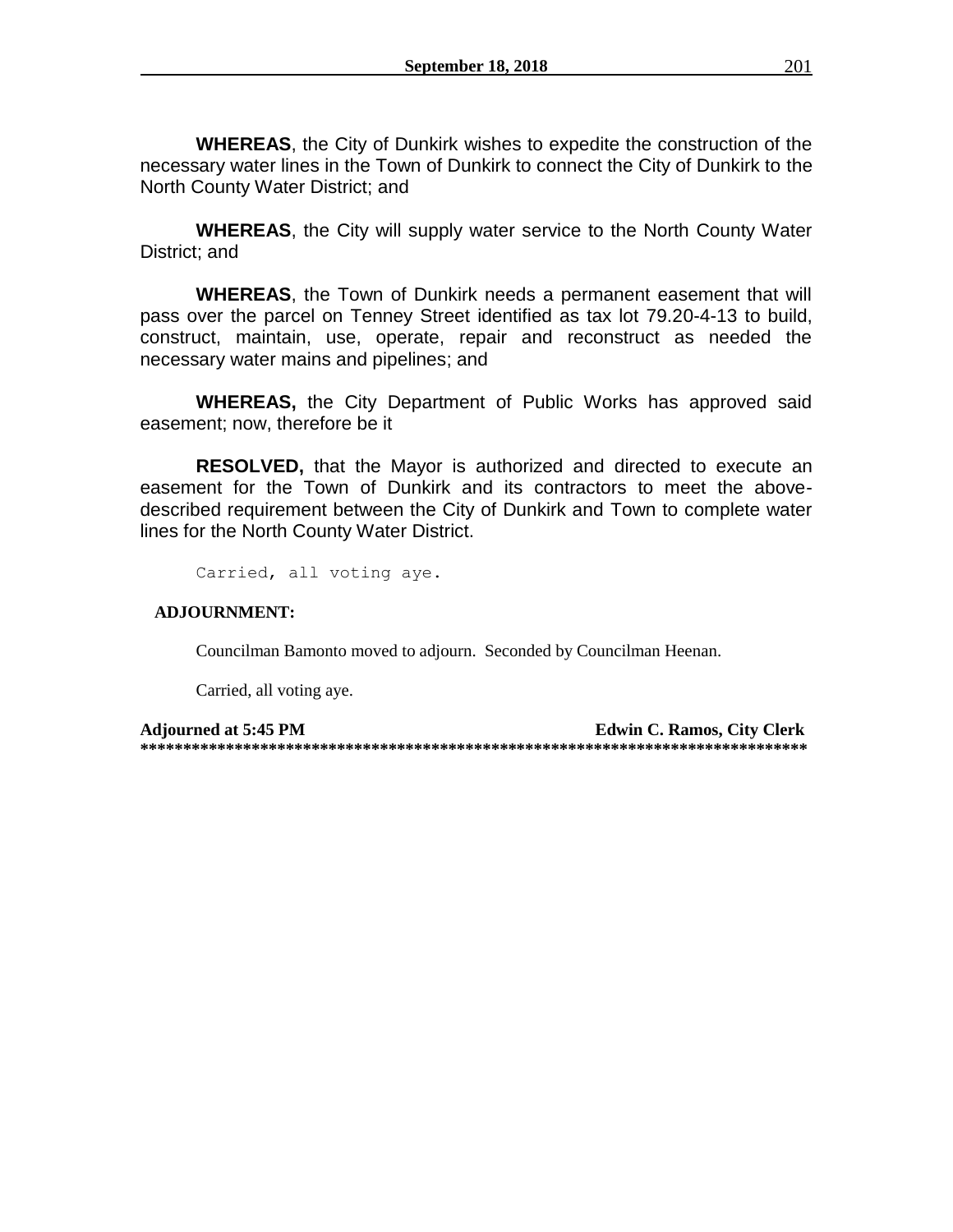**WHEREAS**, the City of Dunkirk wishes to expedite the construction of the necessary water lines in the Town of Dunkirk to connect the City of Dunkirk to the North County Water District; and

**WHEREAS**, the City will supply water service to the North County Water District; and

**WHEREAS**, the Town of Dunkirk needs a permanent easement that will pass over the parcel on Tenney Street identified as tax lot 79.20-4-13 to build, construct, maintain, use, operate, repair and reconstruct as needed the necessary water mains and pipelines; and

**WHEREAS,** the City Department of Public Works has approved said easement; now, therefore be it

**RESOLVED,** that the Mayor is authorized and directed to execute an easement for the Town of Dunkirk and its contractors to meet the above-described requirement between the City of Dunkirk and Town to complete water lines for the North County Water District.

Carried, all voting aye.

**ADJOURNMENT:**

Councilman Bamonto moved to adjourn. Seconded by Councilman Heenan.

Carried, all voting aye.

**Adjourned at 5:45 PM** **Edwin C. Ramos, City Clerk**

******************************************************************************